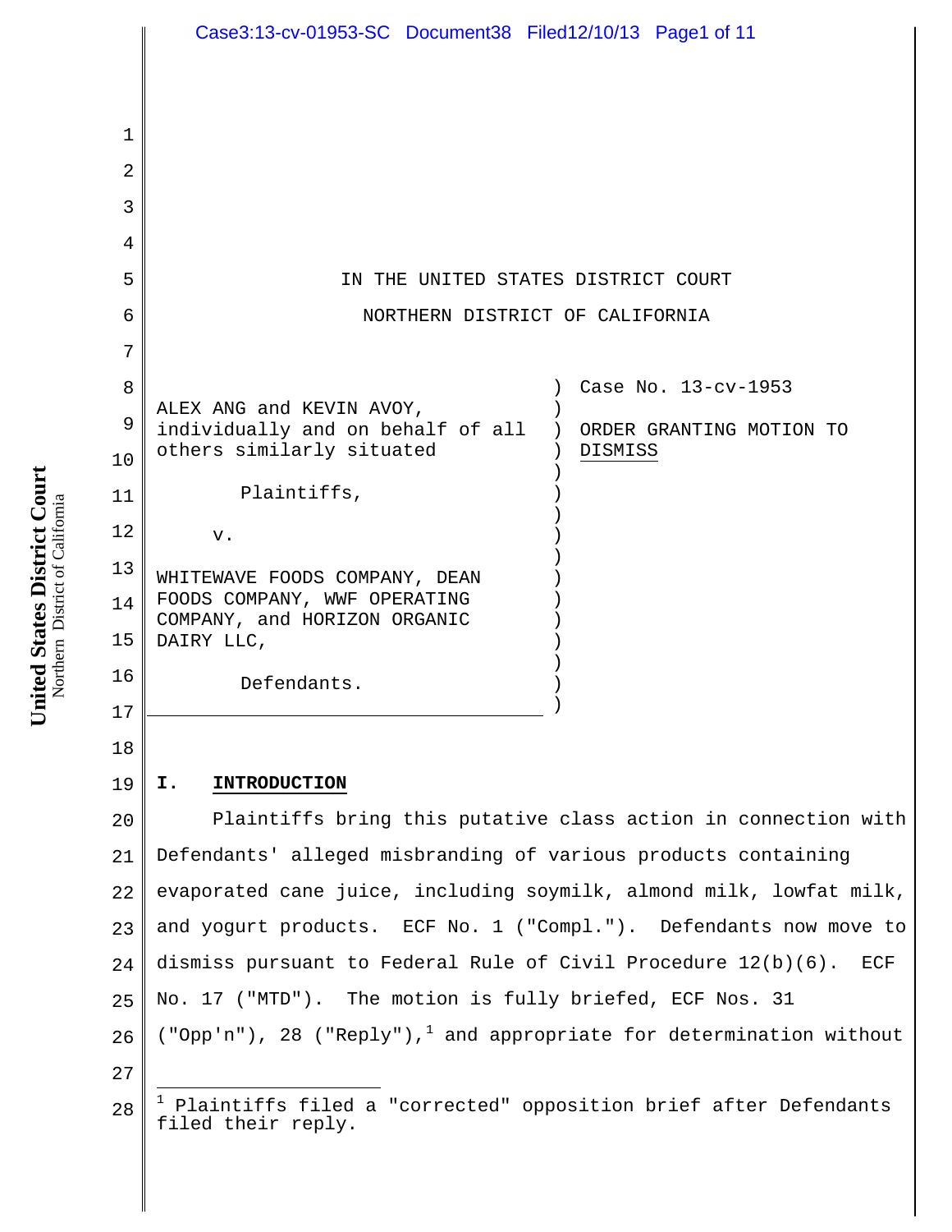IN THE UNITED STATES DISTRICT COURT

NORTHERN DISTRICT OF CALIFORNIA

ALEX ANG and KEVIN AVOY, individually and on behalf of all others similarly situated

Plaintiffs,

v.

WHITEWAVE FOODS COMPANY, DEAN FOODS COMPANY, WWF OPERATING COMPANY, and HORIZON ORGANIC DAIRY LLC,

Defendants.

Case No. 13-cv-1953

ORDER GRANTING MOTION TO DISMISS

## I. INTRODUCTION

Plaintiffs bring this putative class action in connection with Defendants' alleged misbranding of various products containing evaporated cane juice, including soymilk, almond milk, lowfat milk, and yogurt products. ECF No. 1 ("Compl."). Defendants now move to dismiss pursuant to Federal Rule of Civil Procedure 12(b)(6). ECF No. 17 ("MTD"). The motion is fully briefed, ECF Nos. 31 ("Opp'n"), 28 ("Reply"),[1] and appropriate for determination without

[1] Plaintiffs filed a "corrected" opposition brief after Defendants filed their reply.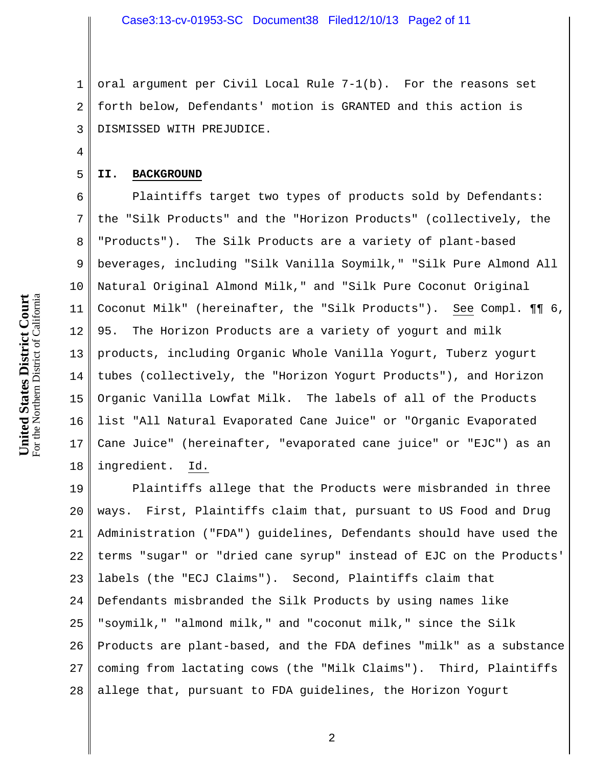oral argument per Civil Local Rule 7-1(b). For the reasons set forth below, Defendants' motion is GRANTED and this action is DISMISSED WITH PREJUDICE.

## II. BACKGROUND

Plaintiffs target two types of products sold by Defendants: the "Silk Products" and the "Horizon Products" (collectively, the "Products"). The Silk Products are a variety of plant-based beverages, including "Silk Vanilla Soymilk," "Silk Pure Almond All Natural Original Almond Milk," and "Silk Pure Coconut Original Coconut Milk" (hereinafter, the "Silk Products"). See Compl. ¶¶ 6, 95. The Horizon Products are a variety of yogurt and milk products, including Organic Whole Vanilla Yogurt, Tuberz yogurt tubes (collectively, the "Horizon Yogurt Products"), and Horizon Organic Vanilla Lowfat Milk. The labels of all of the Products list "All Natural Evaporated Cane Juice" or "Organic Evaporated Cane Juice" (hereinafter, "evaporated cane juice" or "EJC") as an ingredient. Id.

Plaintiffs allege that the Products were misbranded in three ways. First, Plaintiffs claim that, pursuant to US Food and Drug Administration ("FDA") guidelines, Defendants should have used the terms "sugar" or "dried cane syrup" instead of EJC on the Products' labels (the "ECJ Claims"). Second, Plaintiffs claim that Defendants misbranded the Silk Products by using names like "soymilk," "almond milk," and "coconut milk," since the Silk Products are plant-based, and the FDA defines "milk" as a substance coming from lactating cows (the "Milk Claims"). Third, Plaintiffs allege that, pursuant to FDA guidelines, the Horizon Yogurt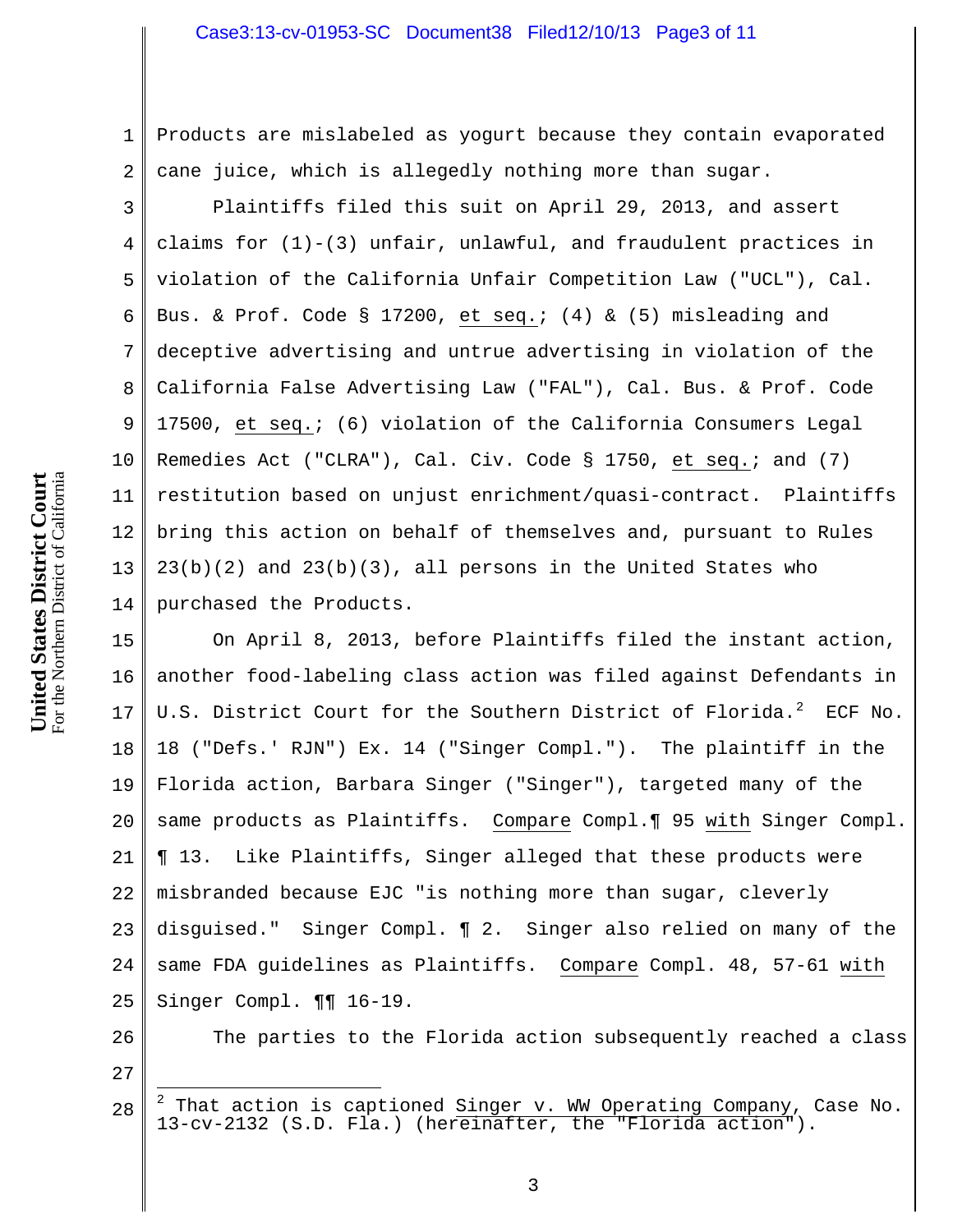Products are mislabeled as yogurt because they contain evaporated cane juice, which is allegedly nothing more than sugar.

Plaintiffs filed this suit on April 29, 2013, and assert claims for (1)-(3) unfair, unlawful, and fraudulent practices in violation of the California Unfair Competition Law ("UCL"), Cal. Bus. & Prof. Code § 17200, et seq.; (4) & (5) misleading and deceptive advertising and untrue advertising in violation of the California False Advertising Law ("FAL"), Cal. Bus. & Prof. Code 17500, et seq.; (6) violation of the California Consumers Legal Remedies Act ("CLRA"), Cal. Civ. Code § 1750, et seq.; and (7) restitution based on unjust enrichment/quasi-contract. Plaintiffs bring this action on behalf of themselves and, pursuant to Rules 23(b)(2) and 23(b)(3), all persons in the United States who purchased the Products.

On April 8, 2013, before Plaintiffs filed the instant action, another food-labeling class action was filed against Defendants in U.S. District Court for the Southern District of Florida.[2] ECF No. 18 ("Defs.' RJN") Ex. 14 ("Singer Compl."). The plaintiff in the Florida action, Barbara Singer ("Singer"), targeted many of the same products as Plaintiffs. Compare Compl.¶ 95 with Singer Compl. ¶ 13. Like Plaintiffs, Singer alleged that these products were misbranded because EJC "is nothing more than sugar, cleverly disguised." Singer Compl. ¶ 2. Singer also relied on many of the same FDA guidelines as Plaintiffs. Compare Compl. 48, 57-61 with Singer Compl. ¶¶ 16-19.

The parties to the Florida action subsequently reached a class

---

[2] That action is captioned Singer v. WW Operating Company, Case No. 13-cv-2132 (S.D. Fla.) (hereinafter, the "Florida action").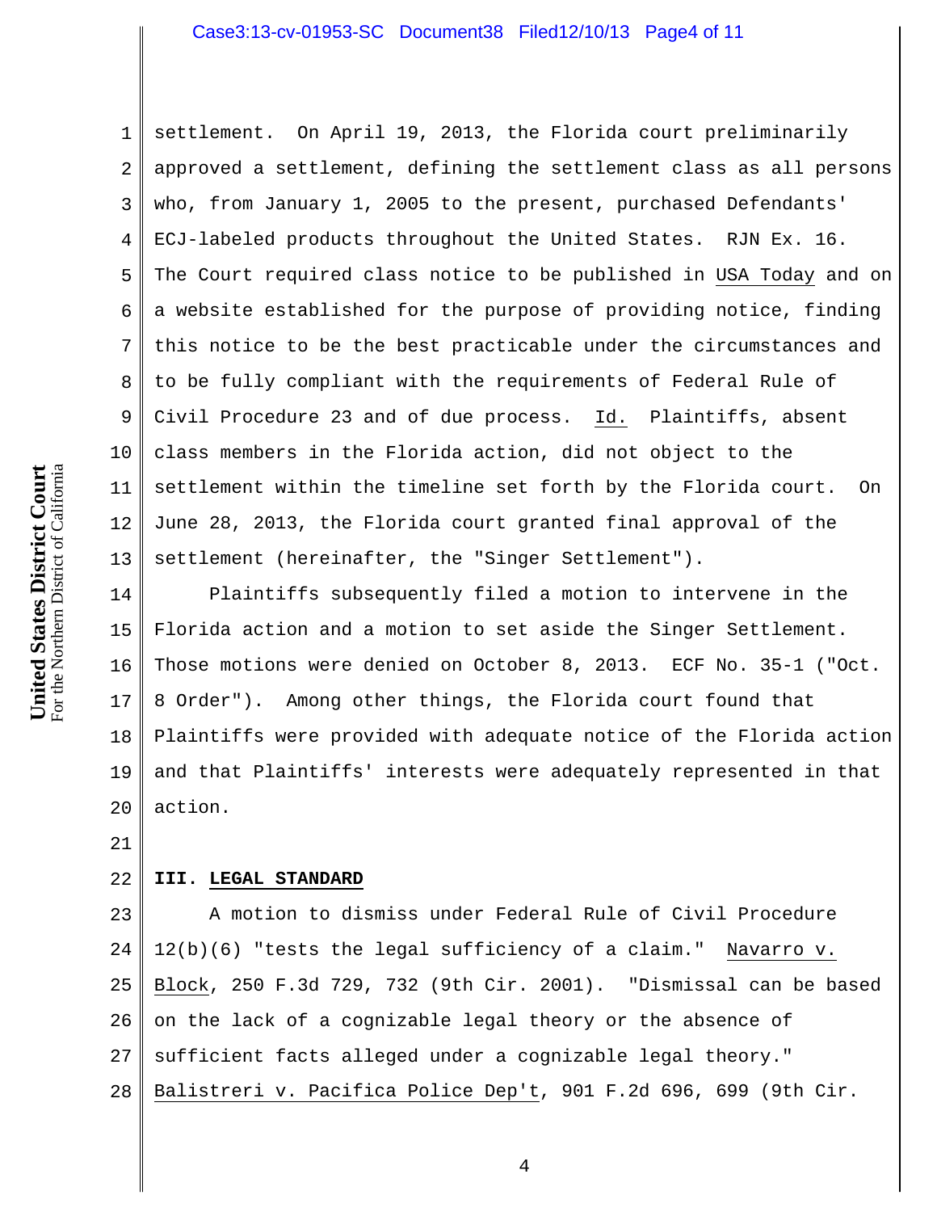settlement. On April 19, 2013, the Florida court preliminarily approved a settlement, defining the settlement class as all persons who, from January 1, 2005 to the present, purchased Defendants' ECJ-labeled products throughout the United States. RJN Ex. 16. The Court required class notice to be published in USA Today and on a website established for the purpose of providing notice, finding this notice to be the best practicable under the circumstances and to be fully compliant with the requirements of Federal Rule of Civil Procedure 23 and of due process. Id. Plaintiffs, absent class members in the Florida action, did not object to the settlement within the timeline set forth by the Florida court. On June 28, 2013, the Florida court granted final approval of the settlement (hereinafter, the "Singer Settlement").

Plaintiffs subsequently filed a motion to intervene in the Florida action and a motion to set aside the Singer Settlement. Those motions were denied on October 8, 2013. ECF No. 35-1 ("Oct. 8 Order"). Among other things, the Florida court found that Plaintiffs were provided with adequate notice of the Florida action and that Plaintiffs' interests were adequately represented in that action.

## III. LEGAL STANDARD

A motion to dismiss under Federal Rule of Civil Procedure 12(b)(6) "tests the legal sufficiency of a claim." Navarro v. Block, 250 F.3d 729, 732 (9th Cir. 2001). "Dismissal can be based on the lack of a cognizable legal theory or the absence of sufficient facts alleged under a cognizable legal theory." Balistreri v. Pacifica Police Dep't, 901 F.2d 696, 699 (9th Cir.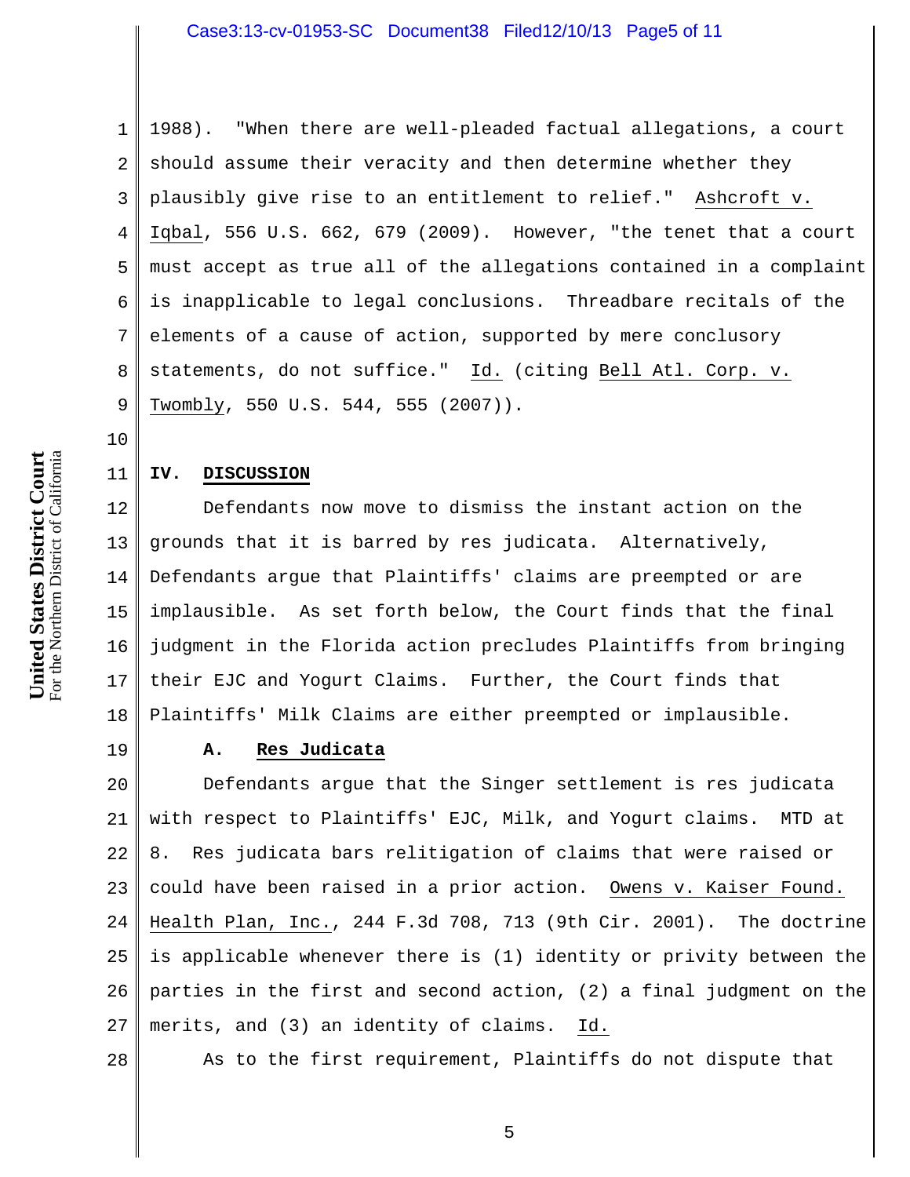1988). "When there are well-pleaded factual allegations, a court should assume their veracity and then determine whether they plausibly give rise to an entitlement to relief." Ashcroft v. Iqbal, 556 U.S. 662, 679 (2009). However, "the tenet that a court must accept as true all of the allegations contained in a complaint is inapplicable to legal conclusions. Threadbare recitals of the elements of a cause of action, supported by mere conclusory statements, do not suffice." Id. (citing Bell Atl. Corp. v. Twombly, 550 U.S. 544, 555 (2007)).

## IV. DISCUSSION

Defendants now move to dismiss the instant action on the grounds that it is barred by res judicata. Alternatively, Defendants argue that Plaintiffs' claims are preempted or are implausible. As set forth below, the Court finds that the final judgment in the Florida action precludes Plaintiffs from bringing their EJC and Yogurt Claims. Further, the Court finds that Plaintiffs' Milk Claims are either preempted or implausible.

### A. Res Judicata

Defendants argue that the Singer settlement is res judicata with respect to Plaintiffs' EJC, Milk, and Yogurt claims. MTD at 8. Res judicata bars relitigation of claims that were raised or could have been raised in a prior action. Owens v. Kaiser Found. Health Plan, Inc., 244 F.3d 708, 713 (9th Cir. 2001). The doctrine is applicable whenever there is (1) identity or privity between the parties in the first and second action, (2) a final judgment on the merits, and (3) an identity of claims. Id.

As to the first requirement, Plaintiffs do not dispute that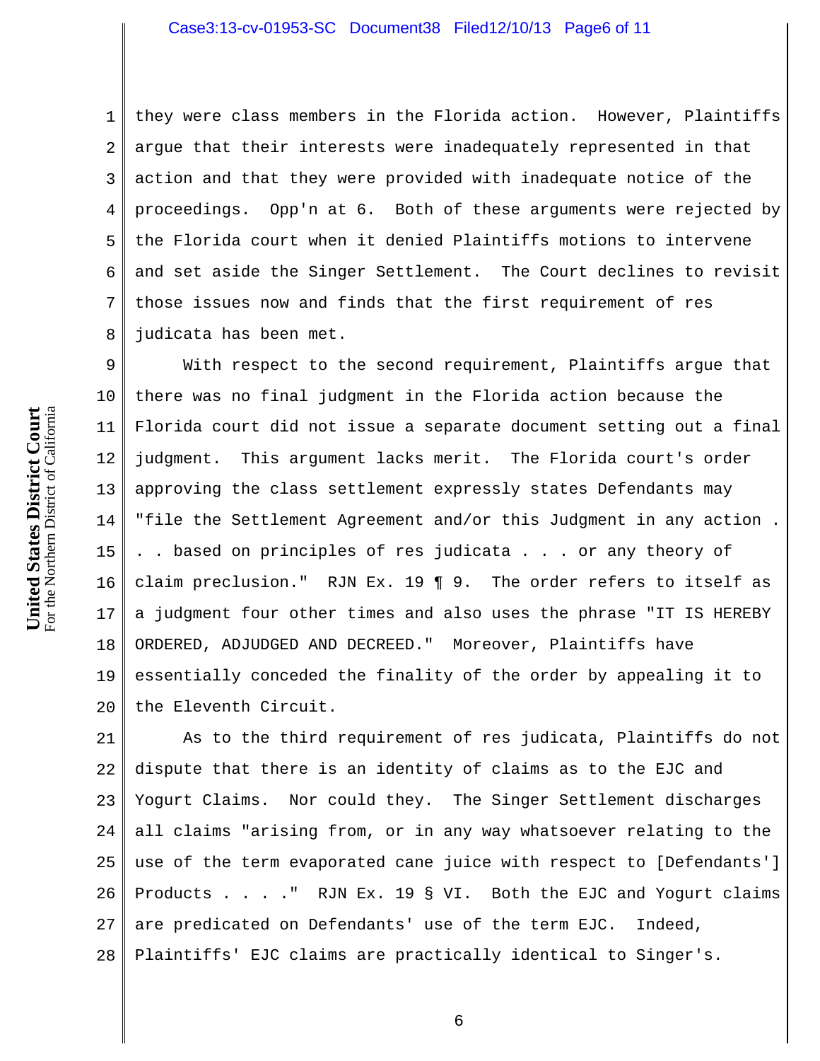they were class members in the Florida action. However, Plaintiffs argue that their interests were inadequately represented in that action and that they were provided with inadequate notice of the proceedings. Opp'n at 6. Both of these arguments were rejected by the Florida court when it denied Plaintiffs motions to intervene and set aside the Singer Settlement. The Court declines to revisit those issues now and finds that the first requirement of res judicata has been met.

With respect to the second requirement, Plaintiffs argue that there was no final judgment in the Florida action because the Florida court did not issue a separate document setting out a final judgment. This argument lacks merit. The Florida court's order approving the class settlement expressly states Defendants may "file the Settlement Agreement and/or this Judgment in any action . . . based on principles of res judicata . . . or any theory of claim preclusion." RJN Ex. 19 ¶ 9. The order refers to itself as a judgment four other times and also uses the phrase "IT IS HEREBY ORDERED, ADJUDGED AND DECREED." Moreover, Plaintiffs have essentially conceded the finality of the order by appealing it to the Eleventh Circuit.

As to the third requirement of res judicata, Plaintiffs do not dispute that there is an identity of claims as to the EJC and Yogurt Claims. Nor could they. The Singer Settlement discharges all claims "arising from, or in any way whatsoever relating to the use of the term evaporated cane juice with respect to [Defendants'] Products . . . ." RJN Ex. 19 § VI. Both the EJC and Yogurt claims are predicated on Defendants' use of the term EJC. Indeed, Plaintiffs' EJC claims are practically identical to Singer's.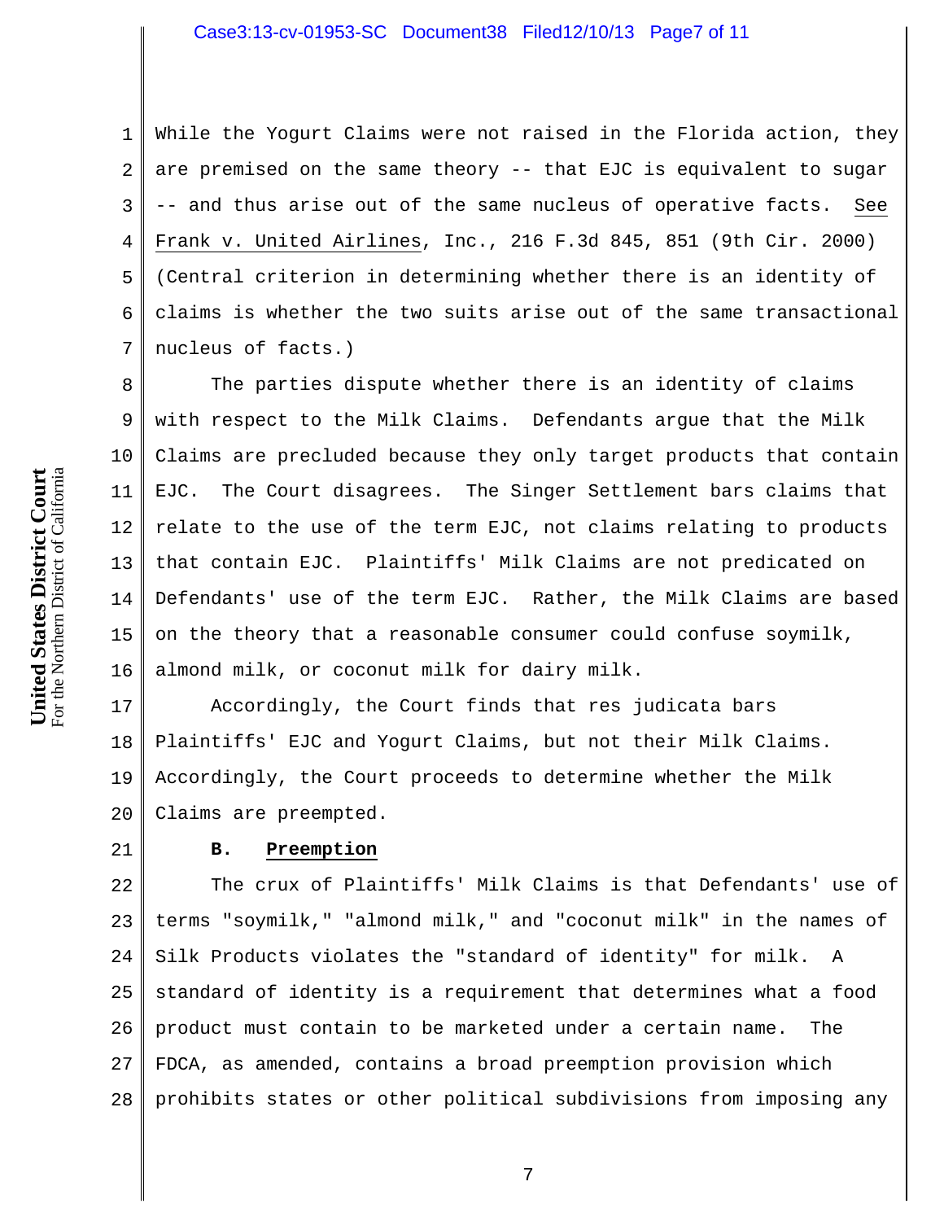While the Yogurt Claims were not raised in the Florida action, they are premised on the same theory -- that EJC is equivalent to sugar -- and thus arise out of the same nucleus of operative facts. See Frank v. United Airlines, Inc., 216 F.3d 845, 851 (9th Cir. 2000) (Central criterion in determining whether there is an identity of claims is whether the two suits arise out of the same transactional nucleus of facts.)

The parties dispute whether there is an identity of claims with respect to the Milk Claims. Defendants argue that the Milk Claims are precluded because they only target products that contain EJC. The Court disagrees. The Singer Settlement bars claims that relate to the use of the term EJC, not claims relating to products that contain EJC. Plaintiffs' Milk Claims are not predicated on Defendants' use of the term EJC. Rather, the Milk Claims are based on the theory that a reasonable consumer could confuse soymilk, almond milk, or coconut milk for dairy milk.

Accordingly, the Court finds that res judicata bars Plaintiffs' EJC and Yogurt Claims, but not their Milk Claims. Accordingly, the Court proceeds to determine whether the Milk Claims are preempted.

### B. Preemption

The crux of Plaintiffs' Milk Claims is that Defendants' use of terms "soymilk," "almond milk," and "coconut milk" in the names of Silk Products violates the "standard of identity" for milk. A standard of identity is a requirement that determines what a food product must contain to be marketed under a certain name. The FDCA, as amended, contains a broad preemption provision which prohibits states or other political subdivisions from imposing any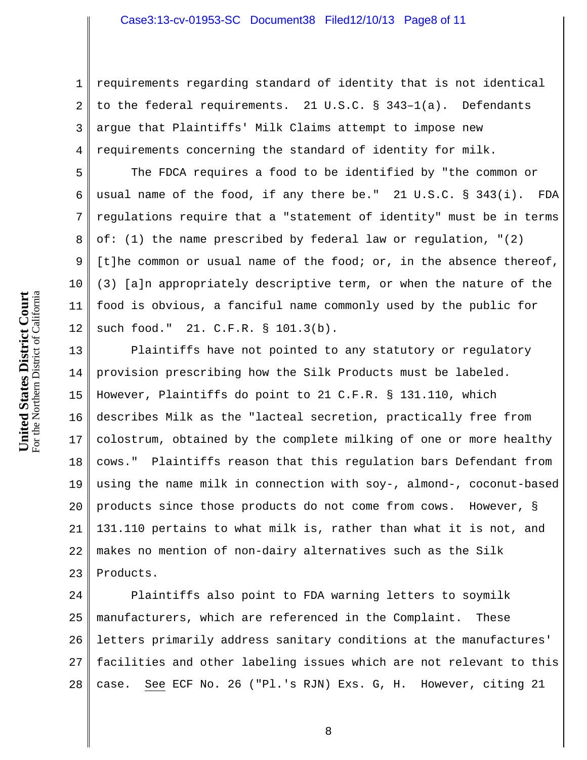requirements regarding standard of identity that is not identical to the federal requirements. 21 U.S.C. § 343–1(a). Defendants argue that Plaintiffs' Milk Claims attempt to impose new requirements concerning the standard of identity for milk.

The FDCA requires a food to be identified by "the common or usual name of the food, if any there be." 21 U.S.C. § 343(i). FDA regulations require that a "statement of identity" must be in terms of: (1) the name prescribed by federal law or regulation, "(2) [t]he common or usual name of the food; or, in the absence thereof, (3) [a]n appropriately descriptive term, or when the nature of the food is obvious, a fanciful name commonly used by the public for such food." 21. C.F.R. § 101.3(b).

Plaintiffs have not pointed to any statutory or regulatory provision prescribing how the Silk Products must be labeled. However, Plaintiffs do point to 21 C.F.R. § 131.110, which describes Milk as the "lacteal secretion, practically free from colostrum, obtained by the complete milking of one or more healthy cows." Plaintiffs reason that this regulation bars Defendant from using the name milk in connection with soy-, almond-, coconut-based products since those products do not come from cows. However, § 131.110 pertains to what milk is, rather than what it is not, and makes no mention of non-dairy alternatives such as the Silk Products.

Plaintiffs also point to FDA warning letters to soymilk manufacturers, which are referenced in the Complaint. These letters primarily address sanitary conditions at the manufactures' facilities and other labeling issues which are not relevant to this case. See ECF No. 26 ("Pl.'s RJN) Exs. G, H. However, citing 21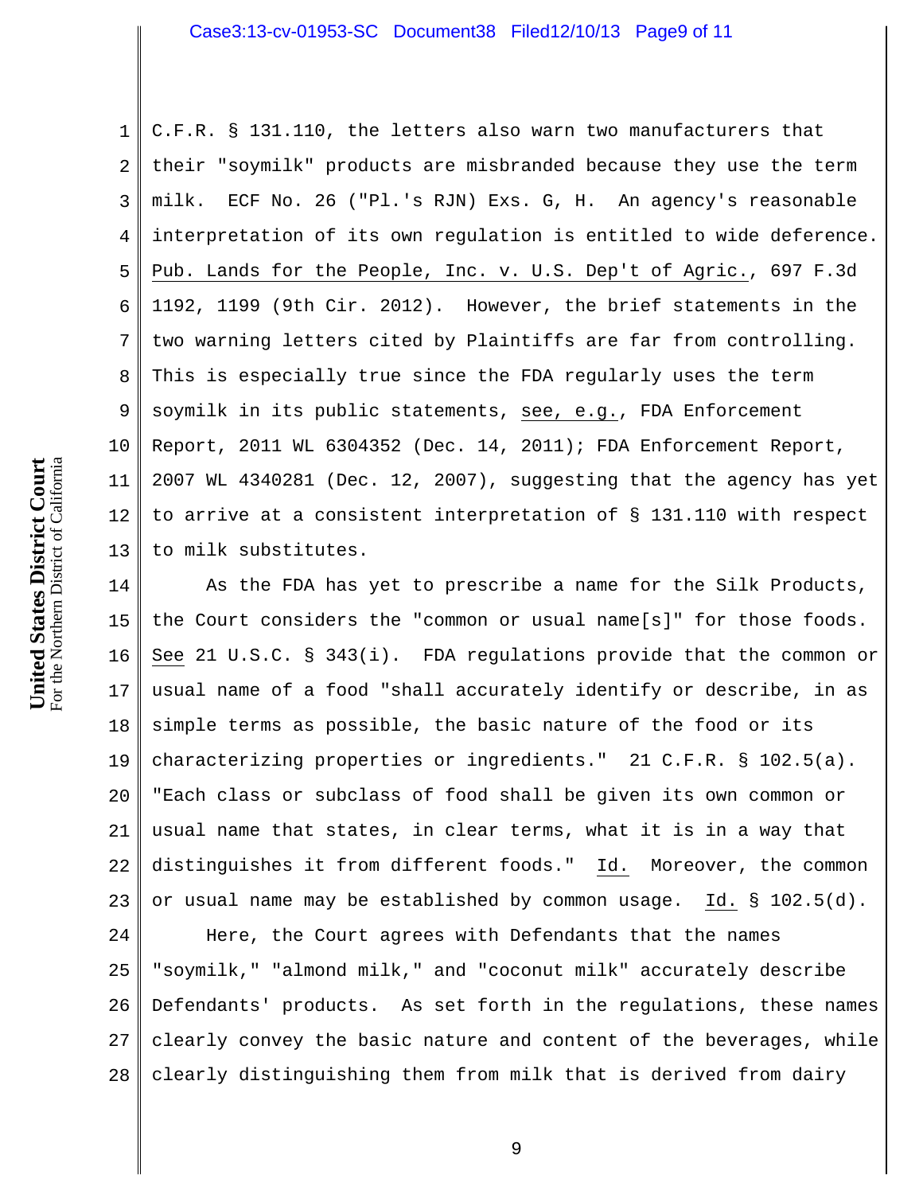C.F.R. § 131.110, the letters also warn two manufacturers that their "soymilk" products are misbranded because they use the term milk. ECF No. 26 ("Pl.'s RJN) Exs. G, H. An agency's reasonable interpretation of its own regulation is entitled to wide deference. Pub. Lands for the People, Inc. v. U.S. Dep't of Agric., 697 F.3d 1192, 1199 (9th Cir. 2012). However, the brief statements in the two warning letters cited by Plaintiffs are far from controlling. This is especially true since the FDA regularly uses the term soymilk in its public statements, see, e.g., FDA Enforcement Report, 2011 WL 6304352 (Dec. 14, 2011); FDA Enforcement Report, 2007 WL 4340281 (Dec. 12, 2007), suggesting that the agency has yet to arrive at a consistent interpretation of § 131.110 with respect to milk substitutes.

As the FDA has yet to prescribe a name for the Silk Products, the Court considers the "common or usual name[s]" for those foods. See 21 U.S.C. § 343(i). FDA regulations provide that the common or usual name of a food "shall accurately identify or describe, in as simple terms as possible, the basic nature of the food or its characterizing properties or ingredients." 21 C.F.R. § 102.5(a). "Each class or subclass of food shall be given its own common or usual name that states, in clear terms, what it is in a way that distinguishes it from different foods." Id. Moreover, the common or usual name may be established by common usage. Id. § 102.5(d).

Here, the Court agrees with Defendants that the names "soymilk," "almond milk," and "coconut milk" accurately describe Defendants' products. As set forth in the regulations, these names clearly convey the basic nature and content of the beverages, while clearly distinguishing them from milk that is derived from dairy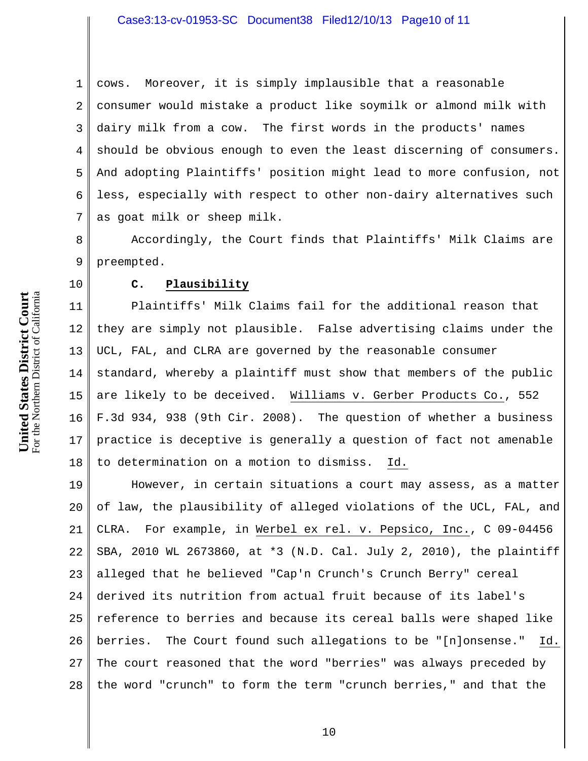cows. Moreover, it is simply implausible that a reasonable consumer would mistake a product like soymilk or almond milk with dairy milk from a cow. The first words in the products' names should be obvious enough to even the least discerning of consumers. And adopting Plaintiffs' position might lead to more confusion, not less, especially with respect to other non-dairy alternatives such as goat milk or sheep milk.

Accordingly, the Court finds that Plaintiffs' Milk Claims are preempted.

### C. Plausibility

Plaintiffs' Milk Claims fail for the additional reason that they are simply not plausible. False advertising claims under the UCL, FAL, and CLRA are governed by the reasonable consumer standard, whereby a plaintiff must show that members of the public are likely to be deceived. Williams v. Gerber Products Co., 552 F.3d 934, 938 (9th Cir. 2008). The question of whether a business practice is deceptive is generally a question of fact not amenable to determination on a motion to dismiss. Id.

However, in certain situations a court may assess, as a matter of law, the plausibility of alleged violations of the UCL, FAL, and CLRA. For example, in Werbel ex rel. v. Pepsico, Inc., C 09-04456 SBA, 2010 WL 2673860, at *3 (N.D. Cal. July 2, 2010), the plaintiff alleged that he believed "Cap'n Crunch's Crunch Berry" cereal derived its nutrition from actual fruit because of its label's reference to berries and because its cereal balls were shaped like berries. The Court found such allegations to be "[n]onsense." Id. The court reasoned that the word "berries" was always preceded by the word "crunch" to form the term "crunch berries," and that the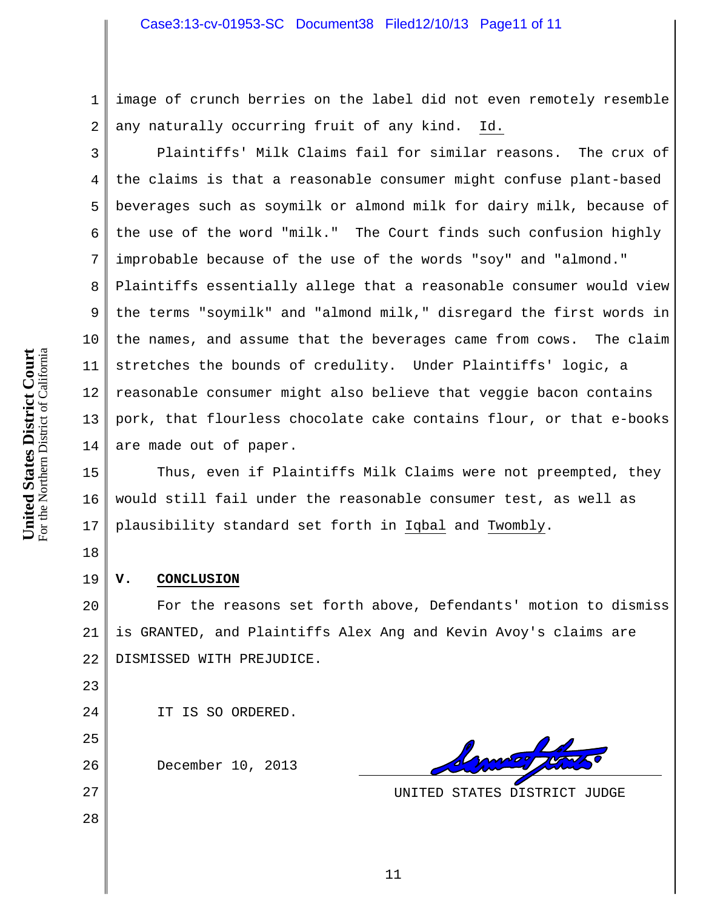image of crunch berries on the label did not even remotely resemble any naturally occurring fruit of any kind. Id.

Plaintiffs' Milk Claims fail for similar reasons. The crux of the claims is that a reasonable consumer might confuse plant-based beverages such as soymilk or almond milk for dairy milk, because of the use of the word "milk." The Court finds such confusion highly improbable because of the use of the words "soy" and "almond." Plaintiffs essentially allege that a reasonable consumer would view the terms "soymilk" and "almond milk," disregard the first words in the names, and assume that the beverages came from cows. The claim stretches the bounds of credulity. Under Plaintiffs' logic, a reasonable consumer might also believe that veggie bacon contains pork, that flourless chocolate cake contains flour, or that e-books are made out of paper.

Thus, even if Plaintiffs Milk Claims were not preempted, they would still fail under the reasonable consumer test, as well as plausibility standard set forth in Iqbal and Twombly.

## V. CONCLUSION

For the reasons set forth above, Defendants' motion to dismiss is GRANTED, and Plaintiffs Alex Ang and Kevin Avoy's claims are DISMISSED WITH PREJUDICE.

IT IS SO ORDERED.

December 10, 2013

UNITED STATES DISTRICT JUDGE